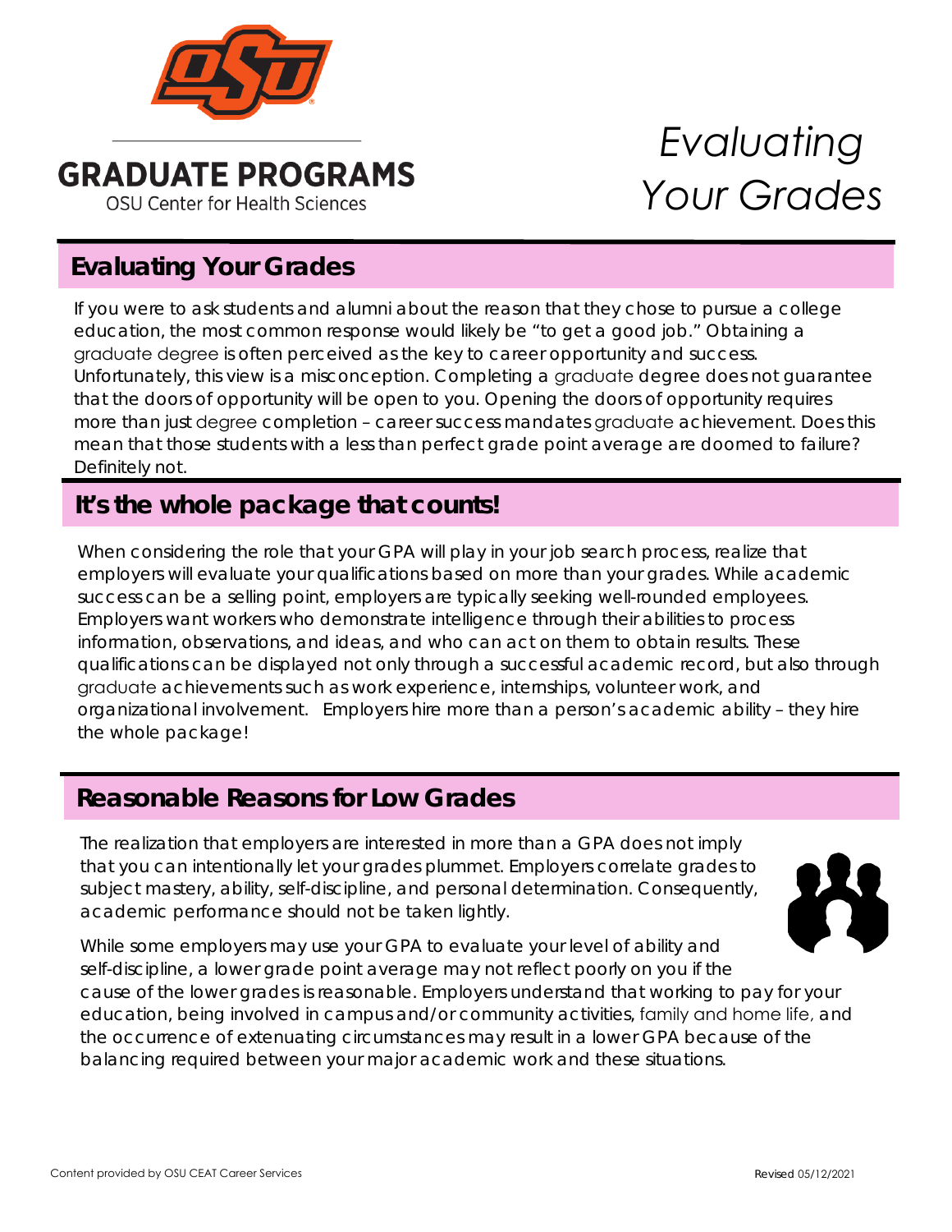# GRADUATE PROGRAMS

OSU Center for Health Sciences

# *Evaluating Your Grades*

## Evaluating Your Grades

If you were to ask students and alumni about the reason that they chose to pursue a college education, the most common response would likely be "to get a good job." Obtaining a graduate degree is often perceived as the key to career opportunity and success. Unfortunately, this view is a misconception. Completing a graduate degree does not guarantee that the doors of opportunity will be open to you. Opening the doors of opportunity requires more than just degree completion – career success mandates graduate achievement. Does this mean that those students with a less than perfect grade point average are doomed to failure? Definitely not.

## It's the whole package that counts!

When considering the role that your GPA will play in your job search process, realize that employers will evaluate your qualifications based on more than your grades. While academic success can be a selling point, employers are typically seeking well-rounded employees. Employers want workers who demonstrate intelligence through their abilities to process information, observations, and ideas, and who can act on them to obtain results. These qualifications can be displayed not only through a successful academic record, but also through graduate achievements such as work experience, internships, volunteer work, and organizational involvement. Employers hire more than a person's academic ability – they hire the whole package!

## Reasonable Reasons for Low Grades

The realization that employers are interested in more than a GPA does not imply that you can intentionally let your grades plummet. Employers correlate grades to subject mastery, ability, self-discipline, and personal determination. Consequently, academic performance should not be taken lightly.

While some employers may use your GPA to evaluate your level of ability and self-discipline, a lower grade point average may not reflect poorly on you if the cause of the lower grades is reasonable. Employers understand that working to pay for your education, being involved in campus and/or community activities, family and home life, and the occurrence of extenuating circumstances may result in a lower GPA because of the balancing required between your major academic work and these situations.

Content provided by OSU CEAT Career Services

Revised 05/12/2021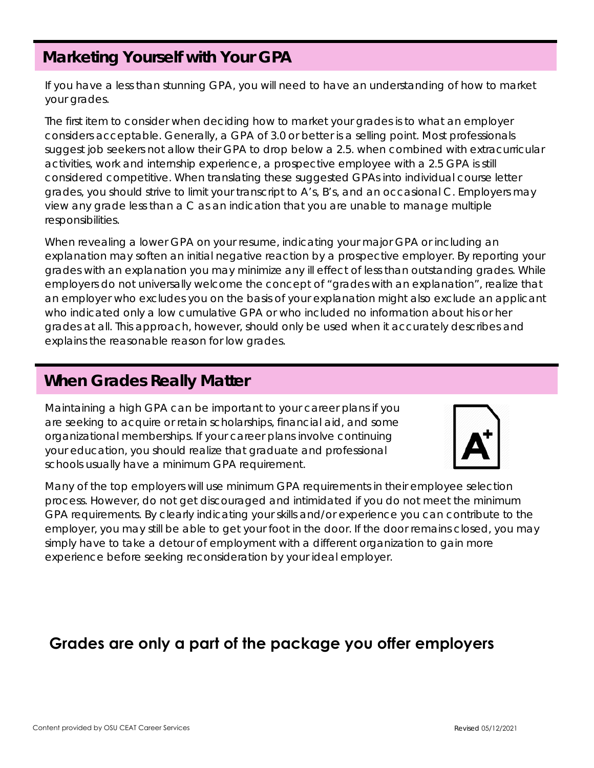## Marketing Yourself with Your GPA

If you have a less than stunning GPA, you will need to have an understanding of how to market your grades.

The first item to consider when deciding how to market your grades is to what an employer considers acceptable. Generally, a GPA of 3.0 or better is a selling point. Most professionals suggest job seekers not allow their GPA to drop below a 2.5. when combined with extracurricular activities, work and internship experience, a prospective employee with a 2.5 GPA is still considered competitive. When translating these suggested GPAs into individual course letter grades, you should strive to limit your transcript to A's, B's, and an occasional C. Employers may view any grade less than a C as an indication that you are unable to manage multiple responsibilities.

When revealing a lower GPA on your resume, indicating your major GPA or including an explanation may soften an initial negative reaction by a prospective employer. By reporting your grades with an explanation you may minimize any ill effect of less than outstanding grades. While employers do not universally welcome the concept of "grades with an explanation", realize that an employer who excludes you on the basis of your explanation might also exclude an applicant who indicated only a low cumulative GPA or who included no information about his or her grades at all. This approach, however, should only be used when it accurately describes and explains the reasonable reason for low grades.

## When Grades Really Matter

Maintaining a high GPA can be important to your career plans if you are seeking to acquire or retain scholarships, financial aid, and some organizational memberships. If your career plans involve continuing your education, you should realize that graduate and professional schools usually have a minimum GPA requirement.

Many of the top employers will use minimum GPA requirements in their employee selection process. However, do not get discouraged and intimidated if you do not meet the minimum GPA requirements. By clearly indicating your skills and/or experience you can contribute to the employer, you may still be able to get your foot in the door. If the door remains closed, you may simply have to take a detour of employment with a different organization to gain more experience before seeking reconsideration by your ideal employer.

## Grades are only a part of the package you offer employers

Content provided by OSU CEAT Career Services

Revised 05/12/2021